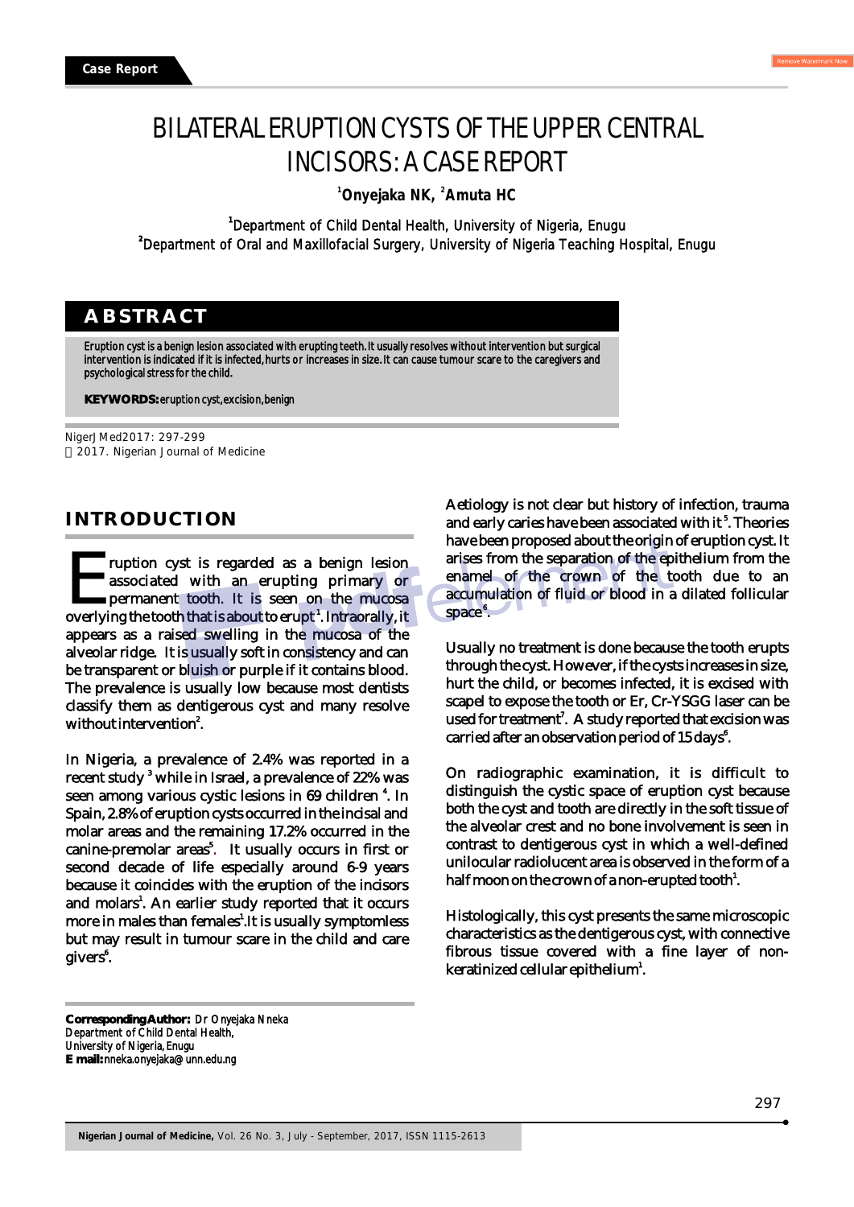Case Report

# BILATERAL ERUPTION CYSTS OF THE UPPER CENTRAL INCISORS: A CASE REPORT

[1]**Onyejaka NK,** [2]**Amuta HC**

[1]Department of Child Dental Health, University of Nigeria, Enugu
[2]Department of Oral and Maxillofacial Surgery, University of Nigeria Teaching Hospital, Enugu

## ABSTRACT

Eruption cyst is a benign lesion associated with erupting teeth. It usually resolves without intervention but surgical intervention is indicated if it is infected, hurts or increases in size. It can cause tumour scare to the caregivers and psychological stress for the child.

**KEYWORDS:** eruption cyst, excision, benign

NigerJMed2017: 297-299
 2017. Nigerian Journal of Medicine

## INTRODUCTION

Eruption cyst is regarded as a benign lesion associated with an erupting primary or permanent tooth. It is seen on the mucosa overlying the tooth that is about to erupt[1]. Intraorally, it appears as a raised swelling in the mucosa of the alveolar ridge. It is usually soft in consistency and can be transparent or bluish or purple if it contains blood. The prevalence is usually low because most dentists classify them as dentigerous cyst and many resolve without intervention[2].

In Nigeria, a prevalence of 2.4% was reported in a recent study [3] while in Israel, a prevalence of 22% was seen among various cystic lesions in 69 children [4]. In Spain, 2.8% of eruption cysts occurred in the incisal and molar areas and the remaining 17.2% occurred in the canine-premolar areas[5]. It usually occurs in first or second decade of life especially around 6-9 years because it coincides with the eruption of the incisors and molars[1]. An earlier study reported that it occurs more in males than females[1]. It is usually symptomless but may result in tumour scare in the child and care givers[6].

Aetiology is not clear but history of infection, trauma and early caries have been associated with it [5]. Theories have been proposed about the origin of eruption cyst. It arises from the separation of the epithelium from the enamel of the crown of the tooth due to an accumulation of fluid or blood in a dilated follicular space[6].

Usually no treatment is done because the tooth erupts through the cyst. However, if the cysts increases in size, hurt the child, or becomes infected, it is excised with scapel to expose the tooth or Er, Cr-YSGG laser can be used for treatment[7]. A study reported that excision was carried after an observation period of 15 days[6].

On radiographic examination, it is difficult to distinguish the cystic space of eruption cyst because both the cyst and tooth are directly in the soft tissue of the alveolar crest and no bone involvement is seen in contrast to dentigerous cyst in which a well-defined unilocular radiolucent area is observed in the form of a half moon on the crown of a non-erupted tooth[1].

Histologically, this cyst presents the same microscopic characteristics as the dentigerous cyst, with connective fibrous tissue covered with a fine layer of non-keratinized cellular epithelium[1].

**Corresponding Author:** Dr Onyejaka Nneka
Department of Child Dental Health,
University of Nigeria, Enugu
**E mail:** nneka.onyejaka@unn.edu.ng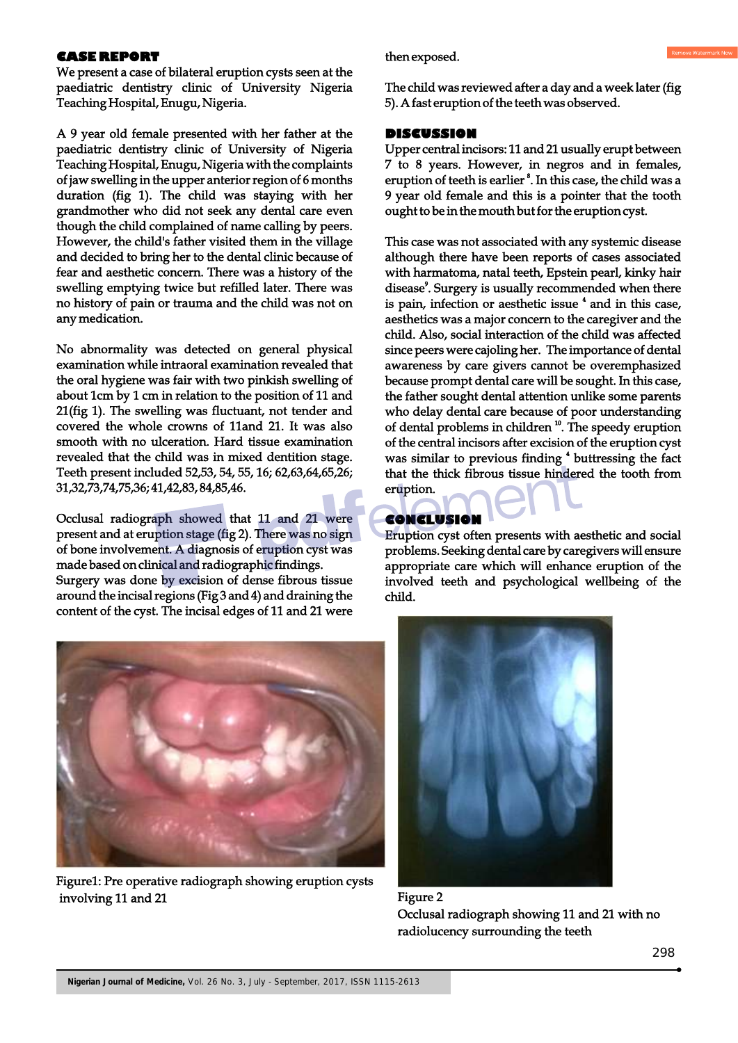## CASE REPORT

We present a case of bilateral eruption cysts seen at the paediatric dentistry clinic of University Nigeria Teaching Hospital, Enugu, Nigeria.

A 9 year old female presented with her father at the paediatric dentistry clinic of University of Nigeria Teaching Hospital, Enugu, Nigeria with the complaints of jaw swelling in the upper anterior region of 6 months duration (fig 1). The child was staying with her grandmother who did not seek any dental care even though the child complained of name calling by peers. However, the child's father visited them in the village and decided to bring her to the dental clinic because of fear and aesthetic concern. There was a history of the swelling emptying twice but refilled later. There was no history of pain or trauma and the child was not on any medication.

No abnormality was detected on general physical examination while intraoral examination revealed that the oral hygiene was fair with two pinkish swelling of about 1cm by 1 cm in relation to the position of 11 and 21(fig 1). The swelling was fluctuant, not tender and covered the whole crowns of 11and 21. It was also smooth with no ulceration. Hard tissue examination revealed that the child was in mixed dentition stage. Teeth present included 52,53, 54, 55, 16; 62,63,64,65,26; 31,32,73,74,75,36; 41,42,83, 84,85,46.

Occlusal radiograph showed that 11 and 21 were present and at eruption stage (fig 2). There was no sign of bone involvement. A diagnosis of eruption cyst was made based on clinical and radiographic findings.
Surgery was done by excision of dense fibrous tissue around the incisal regions (Fig 3 and 4) and draining the content of the cyst. The incisal edges of 11 and 21 were then exposed.

The child was reviewed after a day and a week later (fig 5). A fast eruption of the teeth was observed.

## DISCUSSION

Upper central incisors: 11 and 21 usually erupt between 7 to 8 years. However, in negros and in females, eruption of teeth is earlier [8]. In this case, the child was a 9 year old female and this is a pointer that the tooth ought to be in the mouth but for the eruption cyst.

This case was not associated with any systemic disease although there have been reports of cases associated with harmatoma, natal teeth, Epstein pearl, kinky hair disease[9]. Surgery is usually recommended when there is pain, infection or aesthetic issue [4] and in this case, aesthetics was a major concern to the caregiver and the child. Also, social interaction of the child was affected since peers were cajoling her. The importance of dental awareness by care givers cannot be overemphasized because prompt dental care will be sought. In this case, the father sought dental attention unlike some parents who delay dental care because of poor understanding of dental problems in children [10]. The speedy eruption of the central incisors after excision of the eruption cyst was similar to previous finding [4] buttressing the fact that the thick fibrous tissue hindered the tooth from eruption.

## CONCLUSION

Eruption cyst often presents with aesthetic and social problems. Seeking dental care by caregivers will ensure appropriate care which will enhance eruption of the involved teeth and psychological wellbeing of the child.

Figure1: Pre operative radiograph showing eruption cysts involving 11 and 21

Figure 2
Occlusal radiograph showing 11 and 21 with no radiolucency surrounding the teeth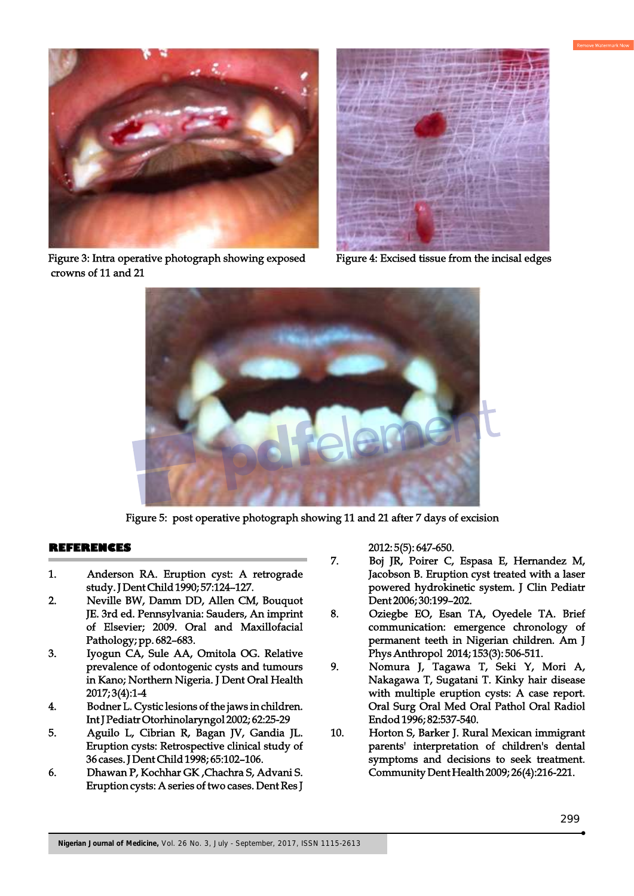Figure 3: Intra operative photograph showing exposed crowns of 11 and 21

Figure 4: Excised tissue from the incisal edges

Figure 5: post operative photograph showing 11 and 21 after 7 days of excision

## REFERENCES

1. Anderson RA. Eruption cyst: A retrograde study. J Dent Child 1990; 57:124–127.
2. Neville BW, Damm DD, Allen CM, Bouquot JE. 3rd ed. Pennsylvania: Sauders, An imprint of Elsevier; 2009. Oral and Maxillofacial Pathology; pp. 682–683.
3. Iyogun CA, Sule AA, Omitola OG. Relative prevalence of odontogenic cysts and tumours in Kano; Northern Nigeria. J Dent Oral Health 2017;3(4):1-4
4. Bodner L. Cystic lesions of the jaws in children. Int J Pediatr Otorhinolaryngol 2002; 62:25-29
5. Aguilo L, Cibrian R, Bagan JV, Gandia JL. Eruption cysts: Retrospective clinical study of 36 cases. J Dent Child 1998; 65:102–106.
6. Dhawan P, Kochhar GK ,Chachra S, Advani S. Eruption cysts: A series of two cases. Dent Res J 2012: 5(5): 647-650.
7. Boj JR, Poirer C, Espasa E, Hernandez M, Jacobson B. Eruption cyst treated with a laser powered hydrokinetic system. J Clin Pediatr Dent 2006; 30:199–202.
8. Oziegbe EO, Esan TA, Oyedele TA. Brief communication: emergence chronology of permanent teeth in Nigerian children. Am J Phys Anthropol 2014; 153(3): 506-511.
9. Nomura J, Tagawa T, Seki Y, Mori A, Nakagawa T, Sugatani T. Kinky hair disease with multiple eruption cysts: A case report. Oral Surg Oral Med Oral Pathol Oral Radiol Endod 1996; 82:537-540.
10. Horton S, Barker J. Rural Mexican immigrant parents' interpretation of children's dental symptoms and decisions to seek treatment. Community Dent Health 2009; 26(4):216-221.